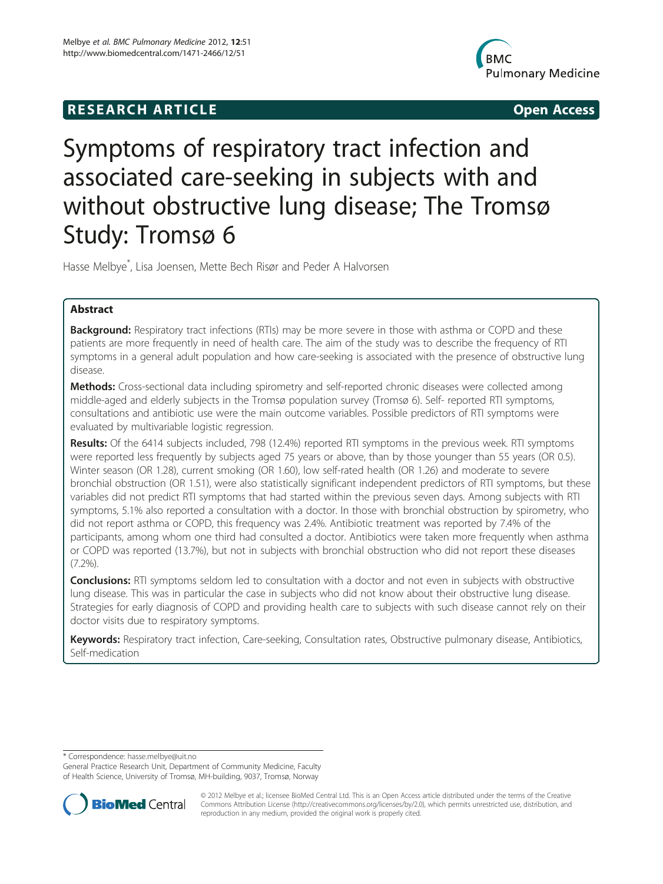RESEARCH ARTICLE **Open Access**

# Symptoms of respiratory tract infection and associated care-seeking in subjects with and without obstructive lung disease; The Tromsø Study: Tromsø 6

Hasse Melbye*, Lisa Joensen, Mette Bech Risør and Peder A Halvorsen

## Abstract

**Background:** Respiratory tract infections (RTIs) may be more severe in those with asthma or COPD and these patients are more frequently in need of health care. The aim of the study was to describe the frequency of RTI symptoms in a general adult population and how care-seeking is associated with the presence of obstructive lung disease.

**Methods:** Cross-sectional data including spirometry and self-reported chronic diseases were collected among middle-aged and elderly subjects in the Tromsø population survey (Tromsø 6). Self- reported RTI symptoms, consultations and antibiotic use were the main outcome variables. Possible predictors of RTI symptoms were evaluated by multivariable logistic regression.

**Results:** Of the 6414 subjects included, 798 (12.4%) reported RTI symptoms in the previous week. RTI symptoms were reported less frequently by subjects aged 75 years or above, than by those younger than 55 years (OR 0.5). Winter season (OR 1.28), current smoking (OR 1.60), low self-rated health (OR 1.26) and moderate to severe bronchial obstruction (OR 1.51), were also statistically significant independent predictors of RTI symptoms, but these variables did not predict RTI symptoms that had started within the previous seven days. Among subjects with RTI symptoms, 5.1% also reported a consultation with a doctor. In those with bronchial obstruction by spirometry, who did not report asthma or COPD, this frequency was 2.4%. Antibiotic treatment was reported by 7.4% of the participants, among whom one third had consulted a doctor. Antibiotics were taken more frequently when asthma or COPD was reported (13.7%), but not in subjects with bronchial obstruction who did not report these diseases (7.2%).

**Conclusions:** RTI symptoms seldom led to consultation with a doctor and not even in subjects with obstructive lung disease. This was in particular the case in subjects who did not know about their obstructive lung disease. Strategies for early diagnosis of COPD and providing health care to subjects with such disease cannot rely on their doctor visits due to respiratory symptoms.

**Keywords:** Respiratory tract infection, Care-seeking, Consultation rates, Obstructive pulmonary disease, Antibiotics, Self-medication

\* Correspondence: hasse.melbye@uit.no
General Practice Research Unit, Department of Community Medicine, Faculty of Health Science, University of Tromsø, MH-building, 9037, Tromsø, Norway

© 2012 Melbye et al.; licensee BioMed Central Ltd. This is an Open Access article distributed under the terms of the Creative Commons Attribution License (http://creativecommons.org/licenses/by/2.0), which permits unrestricted use, distribution, and reproduction in any medium, provided the original work is properly cited.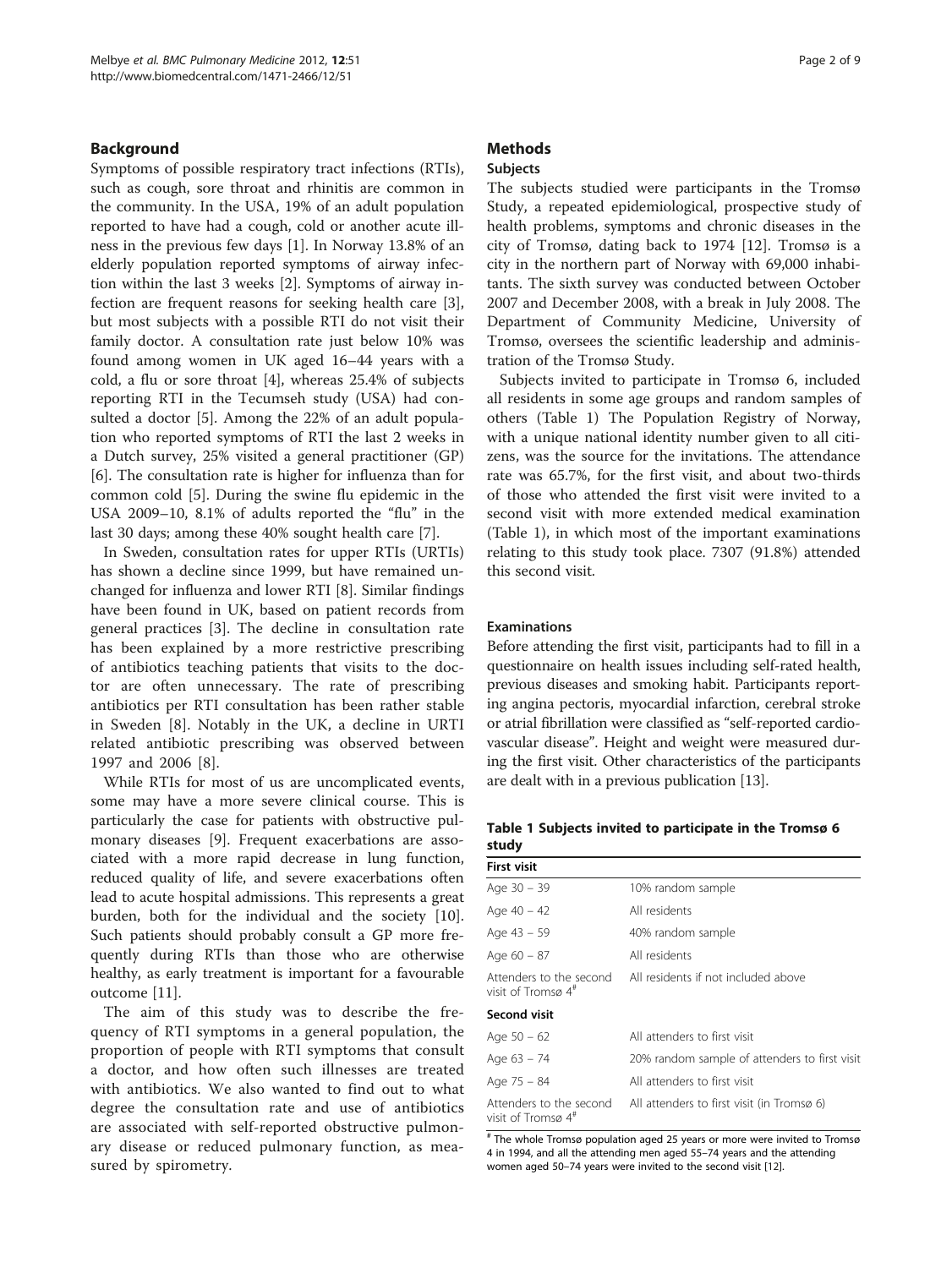## Background

Symptoms of possible respiratory tract infections (RTIs), such as cough, sore throat and rhinitis are common in the community. In the USA, 19% of an adult population reported to have had a cough, cold or another acute illness in the previous few days [1]. In Norway 13.8% of an elderly population reported symptoms of airway infection within the last 3 weeks [2]. Symptoms of airway infection are frequent reasons for seeking health care [3], but most subjects with a possible RTI do not visit their family doctor. A consultation rate just below 10% was found among women in UK aged 16–44 years with a cold, a flu or sore throat [4], whereas 25.4% of subjects reporting RTI in the Tecumseh study (USA) had consulted a doctor [5]. Among the 22% of an adult population who reported symptoms of RTI the last 2 weeks in a Dutch survey, 25% visited a general practitioner (GP) [6]. The consultation rate is higher for influenza than for common cold [5]. During the swine flu epidemic in the USA 2009–10, 8.1% of adults reported the "flu" in the last 30 days; among these 40% sought health care [7].

In Sweden, consultation rates for upper RTIs (URTIs) has shown a decline since 1999, but have remained unchanged for influenza and lower RTI [8]. Similar findings have been found in UK, based on patient records from general practices [3]. The decline in consultation rate has been explained by a more restrictive prescribing of antibiotics teaching patients that visits to the doctor are often unnecessary. The rate of prescribing antibiotics per RTI consultation has been rather stable in Sweden [8]. Notably in the UK, a decline in URTI related antibiotic prescribing was observed between 1997 and 2006 [8].

While RTIs for most of us are uncomplicated events, some may have a more severe clinical course. This is particularly the case for patients with obstructive pulmonary diseases [9]. Frequent exacerbations are associated with a more rapid decrease in lung function, reduced quality of life, and severe exacerbations often lead to acute hospital admissions. This represents a great burden, both for the individual and the society [10]. Such patients should probably consult a GP more frequently during RTIs than those who are otherwise healthy, as early treatment is important for a favourable outcome [11].

The aim of this study was to describe the frequency of RTI symptoms in a general population, the proportion of people with RTI symptoms that consult a doctor, and how often such illnesses are treated with antibiotics. We also wanted to find out to what degree the consultation rate and use of antibiotics are associated with self-reported obstructive pulmonary disease or reduced pulmonary function, as measured by spirometry.

## Methods

### Subjects

The subjects studied were participants in the Tromsø Study, a repeated epidemiological, prospective study of health problems, symptoms and chronic diseases in the city of Tromsø, dating back to 1974 [12]. Tromsø is a city in the northern part of Norway with 69,000 inhabitants. The sixth survey was conducted between October 2007 and December 2008, with a break in July 2008. The Department of Community Medicine, University of Tromsø, oversees the scientific leadership and administration of the Tromsø Study.

Subjects invited to participate in Tromsø 6, included all residents in some age groups and random samples of others (Table 1) The Population Registry of Norway, with a unique national identity number given to all citizens, was the source for the invitations. The attendance rate was 65.7%, for the first visit, and about two-thirds of those who attended the first visit were invited to a second visit with more extended medical examination (Table 1), in which most of the important examinations relating to this study took place. 7307 (91.8%) attended this second visit.

### Examinations

Before attending the first visit, participants had to fill in a questionnaire on health issues including self-rated health, previous diseases and smoking habit. Participants reporting angina pectoris, myocardial infarction, cerebral stroke or atrial fibrillation were classified as "self-reported cardiovascular disease". Height and weight were measured during the first visit. Other characteristics of the participants are dealt with in a previous publication [13].

**Table 1 Subjects invited to participate in the Tromsø 6 study**

| **First visit** | |
|---|---|
| Age 30 – 39 | 10% random sample |
| Age 40 – 42 | All residents |
| Age 43 – 59 | 40% random sample |
| Age 60 – 87 | All residents |
| Attenders to the second visit of Tromsø 4[#] | All residents if not included above |
| **Second visit** | |
| Age 50 – 62 | All attenders to first visit |
| Age 63 – 74 | 20% random sample of attenders to first visit |
| Age 75 – 84 | All attenders to first visit |
| Attenders to the second visit of Tromsø 4[#] | All attenders to first visit (in Tromsø 6) |

[#] The whole Tromsø population aged 25 years or more were invited to Tromsø 4 in 1994, and all the attending men aged 55–74 years and the attending women aged 50–74 years were invited to the second visit [12].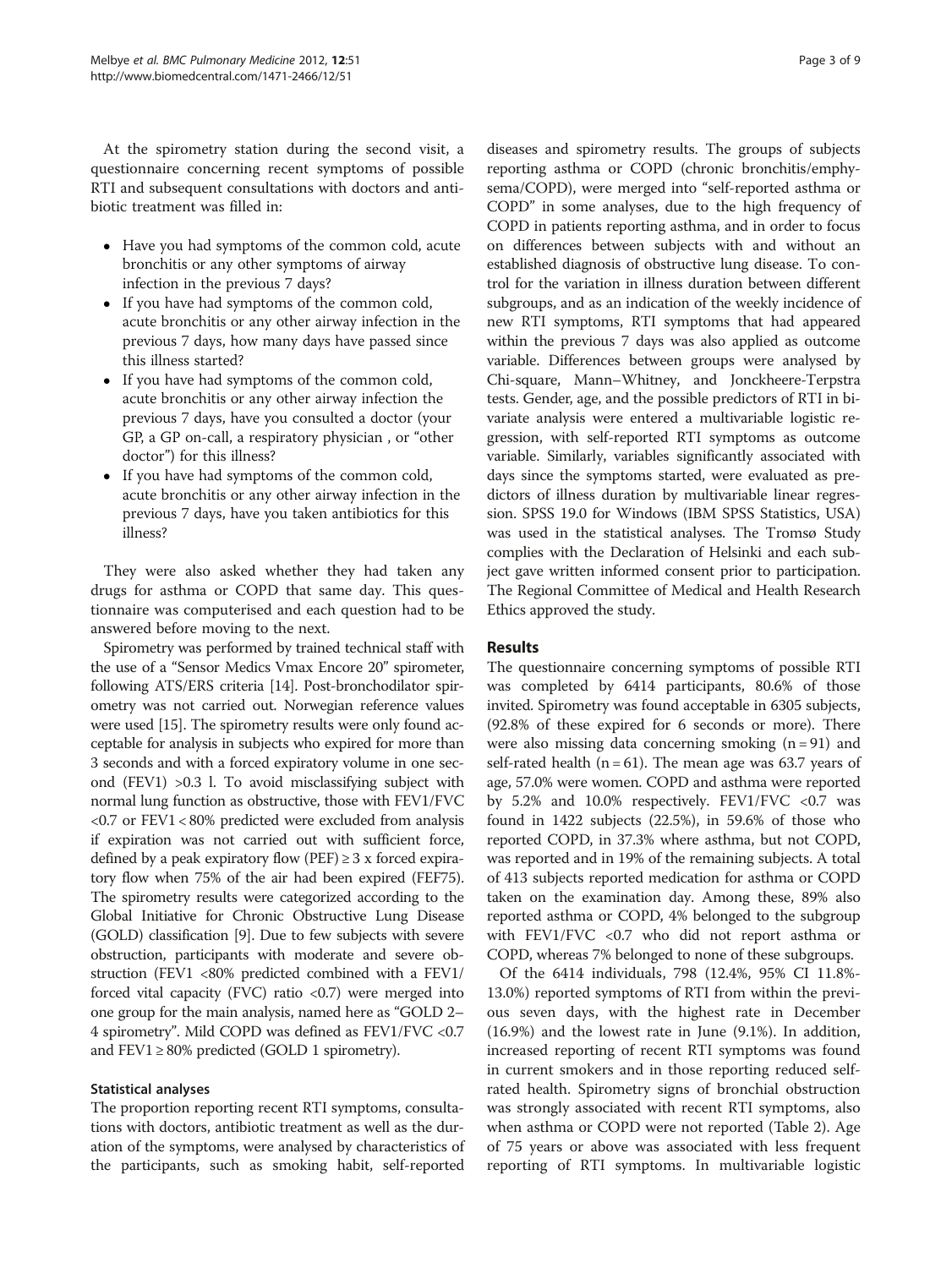At the spirometry station during the second visit, a questionnaire concerning recent symptoms of possible RTI and subsequent consultations with doctors and antibiotic treatment was filled in:

- Have you had symptoms of the common cold, acute bronchitis or any other symptoms of airway infection in the previous 7 days?
- If you have had symptoms of the common cold, acute bronchitis or any other airway infection in the previous 7 days, how many days have passed since this illness started?
- If you have had symptoms of the common cold, acute bronchitis or any other airway infection the previous 7 days, have you consulted a doctor (your GP, a GP on-call, a respiratory physician , or "other doctor") for this illness?
- If you have had symptoms of the common cold, acute bronchitis or any other airway infection in the previous 7 days, have you taken antibiotics for this illness?

They were also asked whether they had taken any drugs for asthma or COPD that same day. This questionnaire was computerised and each question had to be answered before moving to the next.

Spirometry was performed by trained technical staff with the use of a "Sensor Medics Vmax Encore 20" spirometer, following ATS/ERS criteria [14]. Post-bronchodilator spirometry was not carried out. Norwegian reference values were used [15]. The spirometry results were only found acceptable for analysis in subjects who expired for more than 3 seconds and with a forced expiratory volume in one second (FEV1) >0.3 l. To avoid misclassifying subject with normal lung function as obstructive, those with FEV1/FVC <0.7 or FEV1 < 80% predicted were excluded from analysis if expiration was not carried out with sufficient force, defined by a peak expiratory flow (PEF) ≥ 3 x forced expiratory flow when 75% of the air had been expired (FEF75). The spirometry results were categorized according to the Global Initiative for Chronic Obstructive Lung Disease (GOLD) classification [9]. Due to few subjects with severe obstruction, participants with moderate and severe obstruction (FEV1 <80% predicted combined with a FEV1/forced vital capacity (FVC) ratio <0.7) were merged into one group for the main analysis, named here as "GOLD 2–4 spirometry". Mild COPD was defined as FEV1/FVC <0.7 and FEV1 ≥ 80% predicted (GOLD 1 spirometry).

### Statistical analyses

The proportion reporting recent RTI symptoms, consultations with doctors, antibiotic treatment as well as the duration of the symptoms, were analysed by characteristics of the participants, such as smoking habit, self-reported diseases and spirometry results. The groups of subjects reporting asthma or COPD (chronic bronchitis/emphysema/COPD), were merged into "self-reported asthma or COPD" in some analyses, due to the high frequency of COPD in patients reporting asthma, and in order to focus on differences between subjects with and without an established diagnosis of obstructive lung disease. To control for the variation in illness duration between different subgroups, and as an indication of the weekly incidence of new RTI symptoms, RTI symptoms that had appeared within the previous 7 days was also applied as outcome variable. Differences between groups were analysed by Chi-square, Mann–Whitney, and Jonckheere-Terpstra tests. Gender, age, and the possible predictors of RTI in bivariate analysis were entered a multivariable logistic regression, with self-reported RTI symptoms as outcome variable. Similarly, variables significantly associated with days since the symptoms started, were evaluated as predictors of illness duration by multivariable linear regression. SPSS 19.0 for Windows (IBM SPSS Statistics, USA) was used in the statistical analyses. The Tromsø Study complies with the Declaration of Helsinki and each subject gave written informed consent prior to participation. The Regional Committee of Medical and Health Research Ethics approved the study.

## Results

The questionnaire concerning symptoms of possible RTI was completed by 6414 participants, 80.6% of those invited. Spirometry was found acceptable in 6305 subjects, (92.8% of these expired for 6 seconds or more). There were also missing data concerning smoking (n = 91) and self-rated health (n = 61). The mean age was 63.7 years of age, 57.0% were women. COPD and asthma were reported by 5.2% and 10.0% respectively. FEV1/FVC <0.7 was found in 1422 subjects (22.5%), in 59.6% of those who reported COPD, in 37.3% where asthma, but not COPD, was reported and in 19% of the remaining subjects. A total of 413 subjects reported medication for asthma or COPD taken on the examination day. Among these, 89% also reported asthma or COPD, 4% belonged to the subgroup with FEV1/FVC <0.7 who did not report asthma or COPD, whereas 7% belonged to none of these subgroups.

Of the 6414 individuals, 798 (12.4%, 95% CI 11.8%-13.0%) reported symptoms of RTI from within the previous seven days, with the highest rate in December (16.9%) and the lowest rate in June (9.1%). In addition, increased reporting of recent RTI symptoms was found in current smokers and in those reporting reduced self-rated health. Spirometry signs of bronchial obstruction was strongly associated with recent RTI symptoms, also when asthma or COPD were not reported (Table 2). Age of 75 years or above was associated with less frequent reporting of RTI symptoms. In multivariable logistic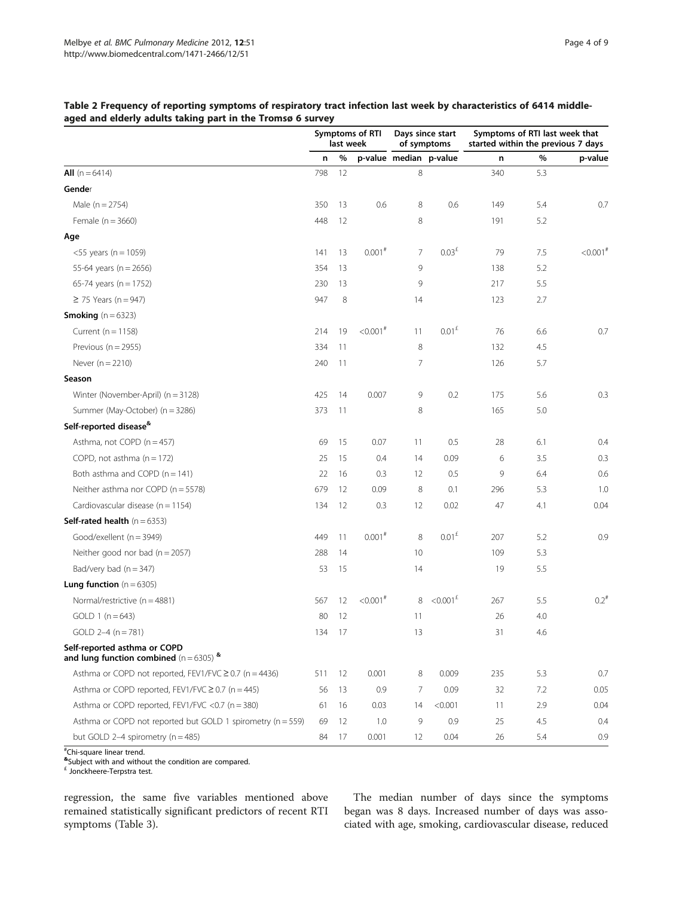**Table 2 Frequency of reporting symptoms of respiratory tract infection last week by characteristics of 6414 middle-aged and elderly adults taking part in the Tromsø 6 survey**

| | Symptoms of RTI last week | | | Days since start of symptoms | | Symptoms of RTI last week that started within the previous 7 days | | |
|---|---|---|---|---|---|---|---|---|
| | n | % | p-value | median | p-value | n | % | p-value |
| **All** (n = 6414) | 798 | 12 | | 8 | | 340 | 5.3 | |
| **Gender** | | | | | | | | |
| Male (n = 2754) | 350 | 13 | 0.6 | 8 | 0.6 | 149 | 5.4 | 0.7 |
| Female (n = 3660) | 448 | 12 | | 8 | | 191 | 5.2 | |
| **Age** | | | | | | | | |
| <55 years (n = 1059) | 141 | 13 | 0.001[#] | 7 | 0.03[£] | 79 | 7.5 | <0.001[#] |
| 55-64 years (n = 2656) | 354 | 13 | | 9 | | 138 | 5.2 | |
| 65-74 years (n = 1752) | 230 | 13 | | 9 | | 217 | 5.5 | |
| ≥ 75 Years (n = 947) | 947 | 8 | | 14 | | 123 | 2.7 | |
| **Smoking** (n = 6323) | | | | | | | | |
| Current (n = 1158) | 214 | 19 | <0.001[#] | 11 | 0.01[£] | 76 | 6.6 | 0.7 |
| Previous (n = 2955) | 334 | 11 | | 8 | | 132 | 4.5 | |
| Never (n = 2210) | 240 | 11 | | 7 | | 126 | 5.7 | |
| **Season** | | | | | | | | |
| Winter (November-April) (n = 3128) | 425 | 14 | 0.007 | 9 | 0.2 | 175 | 5.6 | 0.3 |
| Summer (May-October) (n = 3286) | 373 | 11 | | 8 | | 165 | 5.0 | |
| **Self-reported disease[&]** | | | | | | | | |
| Asthma, not COPD (n = 457) | 69 | 15 | 0.07 | 11 | 0.5 | 28 | 6.1 | 0.4 |
| COPD, not asthma (n = 172) | 25 | 15 | 0.4 | 14 | 0.09 | 6 | 3.5 | 0.3 |
| Both asthma and COPD (n = 141) | 22 | 16 | 0.3 | 12 | 0.5 | 9 | 6.4 | 0.6 |
| Neither asthma nor COPD (n = 5578) | 679 | 12 | 0.09 | 8 | 0.1 | 296 | 5.3 | 1.0 |
| Cardiovascular disease (n = 1154) | 134 | 12 | 0.3 | 12 | 0.02 | 47 | 4.1 | 0.04 |
| **Self-rated health** (n = 6353) | | | | | | | | |
| Good/exellent (n = 3949) | 449 | 11 | 0.001[#] | 8 | 0.01[£] | 207 | 5.2 | 0.9 |
| Neither good nor bad (n = 2057) | 288 | 14 | | 10 | | 109 | 5.3 | |
| Bad/very bad (n = 347) | 53 | 15 | | 14 | | 19 | 5.5 | |
| **Lung function** (n = 6305) | | | | | | | | |
| Normal/restrictive (n = 4881) | 567 | 12 | <0.001[#] | 8 | <0.001[£] | 267 | 5.5 | 0.2[#] |
| GOLD 1 (n = 643) | 80 | 12 | | 11 | | 26 | 4.0 | |
| GOLD 2–4 (n = 781) | 134 | 17 | | 13 | | 31 | 4.6 | |
| **Self-reported asthma or COPD and lung function combined** (n = 6305) [&] | | | | | | | | |
| Asthma or COPD not reported, FEV1/FVC ≥ 0.7 (n = 4436) | 511 | 12 | 0.001 | 8 | 0.009 | 235 | 5.3 | 0.7 |
| Asthma or COPD reported, FEV1/FVC ≥ 0.7 (n = 445) | 56 | 13 | 0.9 | 7 | 0.09 | 32 | 7.2 | 0.05 |
| Asthma or COPD reported, FEV1/FVC <0.7 (n = 380) | 61 | 16 | 0.03 | 14 | <0.001 | 11 | 2.9 | 0.04 |
| Asthma or COPD not reported but GOLD 1 spirometry (n = 559) | 69 | 12 | 1.0 | 9 | 0.9 | 25 | 4.5 | 0.4 |
| but GOLD 2–4 spirometry (n = 485) | 84 | 17 | 0.001 | 12 | 0.04 | 26 | 5.4 | 0.9 |

[#]Chi-square linear trend.
[&]Subject with and without the condition are compared.
[£] Jonckheere-Terpstra test.

regression, the same five variables mentioned above remained statistically significant predictors of recent RTI symptoms (Table 3).

The median number of days since the symptoms began was 8 days. Increased number of days was associated with age, smoking, cardiovascular disease, reduced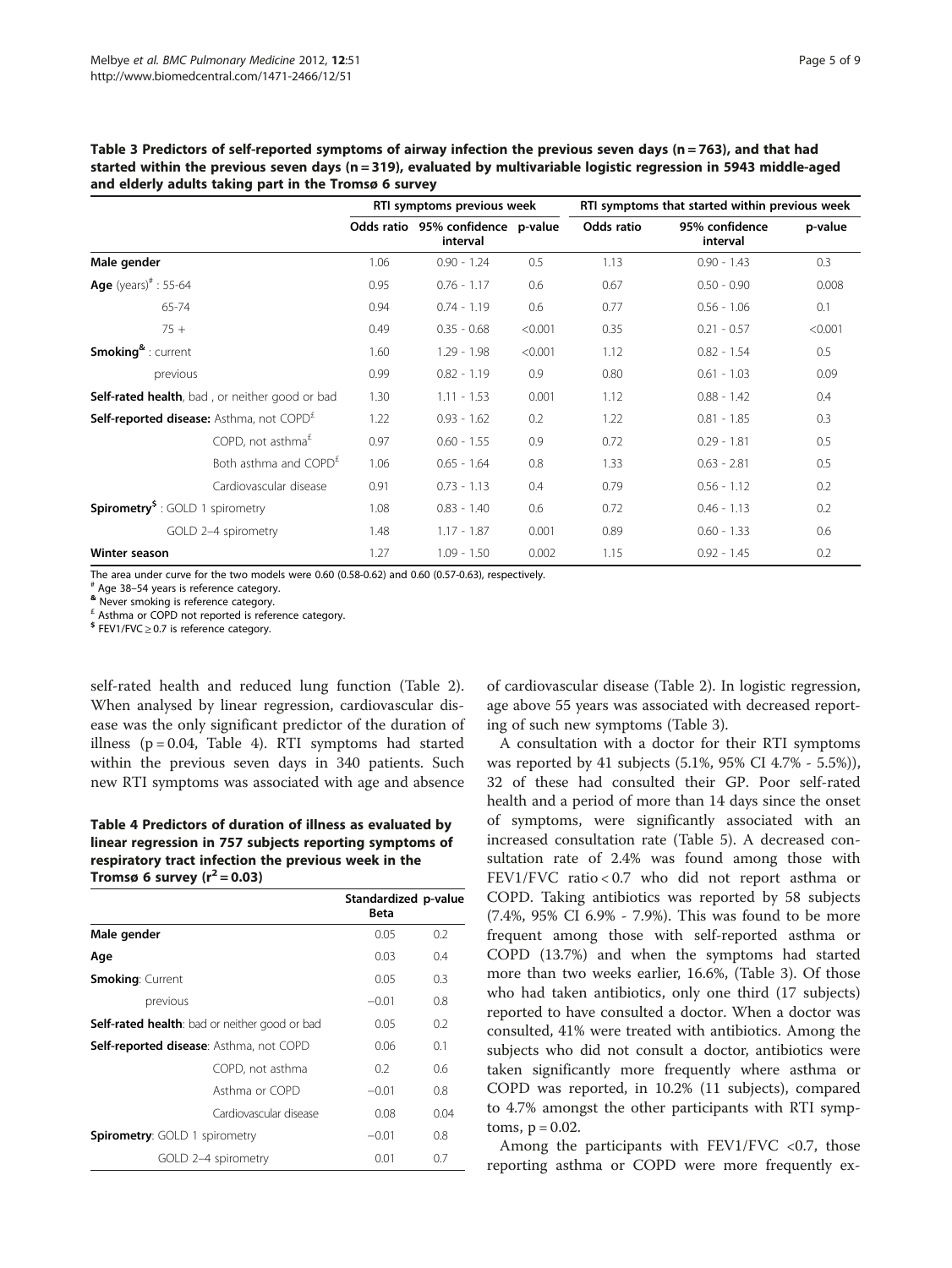**Table 3 Predictors of self-reported symptoms of airway infection the previous seven days (n = 763), and that had started within the previous seven days (n = 319), evaluated by multivariable logistic regression in 5943 middle-aged and elderly adults taking part in the Tromsø 6 survey**

| | | RTI symptoms previous week | | | RTI symptoms that started within previous week | | |
|---|---|---|---|---|---|---|---|
| | | Odds ratio | 95% confidence interval | p-value | Odds ratio | 95% confidence interval | p-value |
| **Male gender** | | 1.06 | 0.90 - 1.24 | 0.5 | 1.13 | 0.90 - 1.43 | 0.3 |
| **Age** (years)[#] : 55-64 | | 0.95 | 0.76 - 1.17 | 0.6 | 0.67 | 0.50 - 0.90 | 0.008 |
| 65-74 | | 0.94 | 0.74 - 1.19 | 0.6 | 0.77 | 0.56 - 1.06 | 0.1 |
| 75 + | | 0.49 | 0.35 - 0.68 | <0.001 | 0.35 | 0.21 - 0.57 | <0.001 |
| **Smoking**[&] : current | | 1.60 | 1.29 - 1.98 | <0.001 | 1.12 | 0.82 - 1.54 | 0.5 |
| previous | | 0.99 | 0.82 - 1.19 | 0.9 | 0.80 | 0.61 - 1.03 | 0.09 |
| **Self-rated health**, bad , or neither good or bad | | 1.30 | 1.11 - 1.53 | 0.001 | 1.12 | 0.88 - 1.42 | 0.4 |
| **Self-reported disease:** | Asthma, not COPD[£] | 1.22 | 0.93 - 1.62 | 0.2 | 1.22 | 0.81 - 1.85 | 0.3 |
| | COPD, not asthma[£] | 0.97 | 0.60 - 1.55 | 0.9 | 0.72 | 0.29 - 1.81 | 0.5 |
| | Both asthma and COPD[£] | 1.06 | 0.65 - 1.64 | 0.8 | 1.33 | 0.63 - 2.81 | 0.5 |
| | Cardiovascular disease | 0.91 | 0.73 - 1.13 | 0.4 | 0.79 | 0.56 - 1.12 | 0.2 |
| **Spirometry**[$] : GOLD 1 spirometry | | 1.08 | 0.83 - 1.40 | 0.6 | 0.72 | 0.46 - 1.13 | 0.2 |
| GOLD 2–4 spirometry | | 1.48 | 1.17 - 1.87 | 0.001 | 0.89 | 0.60 - 1.33 | 0.6 |
| **Winter season** | | 1.27 | 1.09 - 1.50 | 0.002 | 1.15 | 0.92 - 1.45 | 0.2 |

The area under curve for the two models were 0.60 (0.58-0.62) and 0.60 (0.57-0.63), respectively.
[#] Age 38–54 years is reference category.
[&] Never smoking is reference category.
[£] Asthma or COPD not reported is reference category.
[$] FEV1/FVC ≥ 0.7 is reference category.

self-rated health and reduced lung function (Table 2). When analysed by linear regression, cardiovascular disease was the only significant predictor of the duration of illness ($p = 0.04$, Table 4). RTI symptoms had started within the previous seven days in 340 patients. Such new RTI symptoms was associated with age and absence of cardiovascular disease (Table 2). In logistic regression, age above 55 years was associated with decreased reporting of such new symptoms (Table 3).

**Table 4 Predictors of duration of illness as evaluated by linear regression in 757 subjects reporting symptoms of respiratory tract infection the previous week in the Tromsø 6 survey ($r^2 = 0.03$)**

| | | Standardized Beta | p-value |
|---|---|---|---|
| **Male gender** | | 0.05 | 0.2 |
| **Age** | | 0.03 | 0.4 |
| **Smoking**: Current | | 0.05 | 0.3 |
| previous | | −0.01 | 0.8 |
| **Self-rated health**: bad or neither good or bad | | 0.05 | 0.2 |
| **Self-reported disease**: | Asthma, not COPD | 0.06 | 0.1 |
| | COPD, not asthma | 0.2 | 0.6 |
| | Asthma or COPD | −0.01 | 0.8 |
| | Cardiovascular disease | 0.08 | 0.04 |
| **Spirometry**: GOLD 1 spirometry | | −0.01 | 0.8 |
| GOLD 2–4 spirometry | | 0.01 | 0.7 |

A consultation with a doctor for their RTI symptoms was reported by 41 subjects (5.1%, 95% CI 4.7% - 5.5%)), 32 of these had consulted their GP. Poor self-rated health and a period of more than 14 days since the onset of symptoms, were significantly associated with an increased consultation rate (Table 5). A decreased consultation rate of 2.4% was found among those with FEV1/FVC ratio < 0.7 who did not report asthma or COPD. Taking antibiotics was reported by 58 subjects (7.4%, 95% CI 6.9% - 7.9%). This was found to be more frequent among those with self-reported asthma or COPD (13.7%) and when the symptoms had started more than two weeks earlier, 16.6%, (Table 3). Of those who had taken antibiotics, only one third (17 subjects) reported to have consulted a doctor. When a doctor was consulted, 41% were treated with antibiotics. Among the subjects who did not consult a doctor, antibiotics were taken significantly more frequently where asthma or COPD was reported, in 10.2% (11 subjects), compared to 4.7% amongst the other participants with RTI symptoms, $p = 0.02$.

Among the participants with FEV1/FVC <0.7, those reporting asthma or COPD were more frequently ex-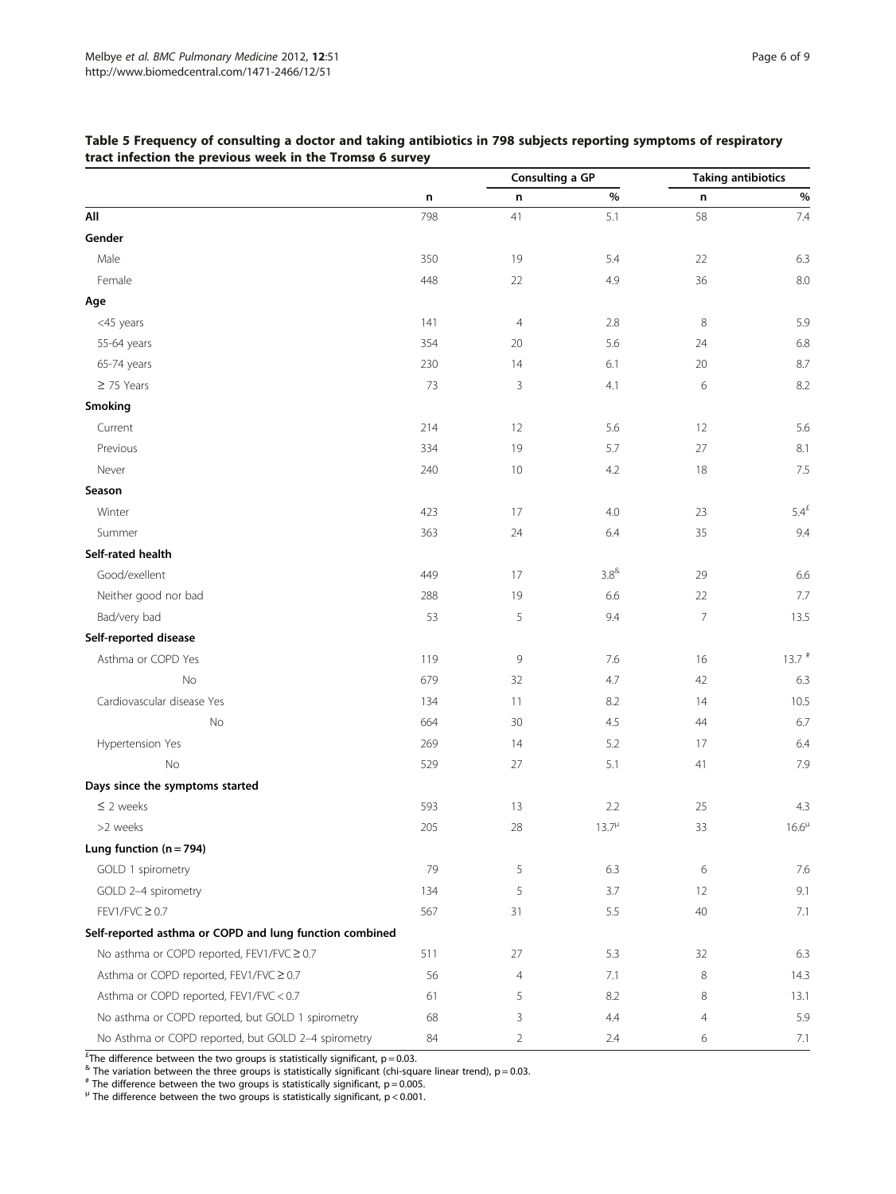**Table 5 Frequency of consulting a doctor and taking antibiotics in 798 subjects reporting symptoms of respiratory tract infection the previous week in the Tromsø 6 survey**

| | | Consulting a GP | | Taking antibiotics | |
|---|---|---|---|---|---|
| | n | n | % | n | % |
| **All** | 798 | 41 | 5.1 | 58 | 7.4 |
| **Gender** | | | | | |
| Male | 350 | 19 | 5.4 | 22 | 6.3 |
| Female | 448 | 22 | 4.9 | 36 | 8.0 |
| **Age** | | | | | |
| <45 years | 141 | 4 | 2.8 | 8 | 5.9 |
| 55-64 years | 354 | 20 | 5.6 | 24 | 6.8 |
| 65-74 years | 230 | 14 | 6.1 | 20 | 8.7 |
| ≥ 75 Years | 73 | 3 | 4.1 | 6 | 8.2 |
| **Smoking** | | | | | |
| Current | 214 | 12 | 5.6 | 12 | 5.6 |
| Previous | 334 | 19 | 5.7 | 27 | 8.1 |
| Never | 240 | 10 | 4.2 | 18 | 7.5 |
| **Season** | | | | | |
| Winter | 423 | 17 | 4.0 | 23 | 5.4[£] |
| Summer | 363 | 24 | 6.4 | 35 | 9.4 |
| **Self-rated health** | | | | | |
| Good/exellent | 449 | 17 | 3.8[&] | 29 | 6.6 |
| Neither good nor bad | 288 | 19 | 6.6 | 22 | 7.7 |
| Bad/very bad | 53 | 5 | 9.4 | 7 | 13.5 |
| **Self-reported disease** | | | | | |
| Asthma or COPD Yes | 119 | 9 | 7.6 | 16 | 13.7 [#] |
| No | 679 | 32 | 4.7 | 42 | 6.3 |
| Cardiovascular disease Yes | 134 | 11 | 8.2 | 14 | 10.5 |
| No | 664 | 30 | 4.5 | 44 | 6.7 |
| Hypertension Yes | 269 | 14 | 5.2 | 17 | 6.4 |
| No | 529 | 27 | 5.1 | 41 | 7.9 |
| **Days since the symptoms started** | | | | | |
| ≤ 2 weeks | 593 | 13 | 2.2 | 25 | 4.3 |
| >2 weeks | 205 | 28 | 13.7[µ] | 33 | 16.6[µ] |
| **Lung function (n = 794)** | | | | | |
| GOLD 1 spirometry | 79 | 5 | 6.3 | 6 | 7.6 |
| GOLD 2–4 spirometry | 134 | 5 | 3.7 | 12 | 9.1 |
| FEV1/FVC ≥ 0.7 | 567 | 31 | 5.5 | 40 | 7.1 |
| **Self-reported asthma or COPD and lung function combined** | | | | | |
| No asthma or COPD reported, FEV1/FVC ≥ 0.7 | 511 | 27 | 5.3 | 32 | 6.3 |
| Asthma or COPD reported, FEV1/FVC ≥ 0.7 | 56 | 4 | 7.1 | 8 | 14.3 |
| Asthma or COPD reported, FEV1/FVC < 0.7 | 61 | 5 | 8.2 | 8 | 13.1 |
| No asthma or COPD reported, but GOLD 1 spirometry | 68 | 3 | 4.4 | 4 | 5.9 |
| No Asthma or COPD reported, but GOLD 2–4 spirometry | 84 | 2 | 2.4 | 6 | 7.1 |

[£] The difference between the two groups is statistically significant, $p = 0.03$.
[&] The variation between the three groups is statistically significant (chi-square linear trend), $p = 0.03$.
[#] The difference between the two groups is statistically significant, $p = 0.005$.
[µ] The difference between the two groups is statistically significant, $p < 0.001$.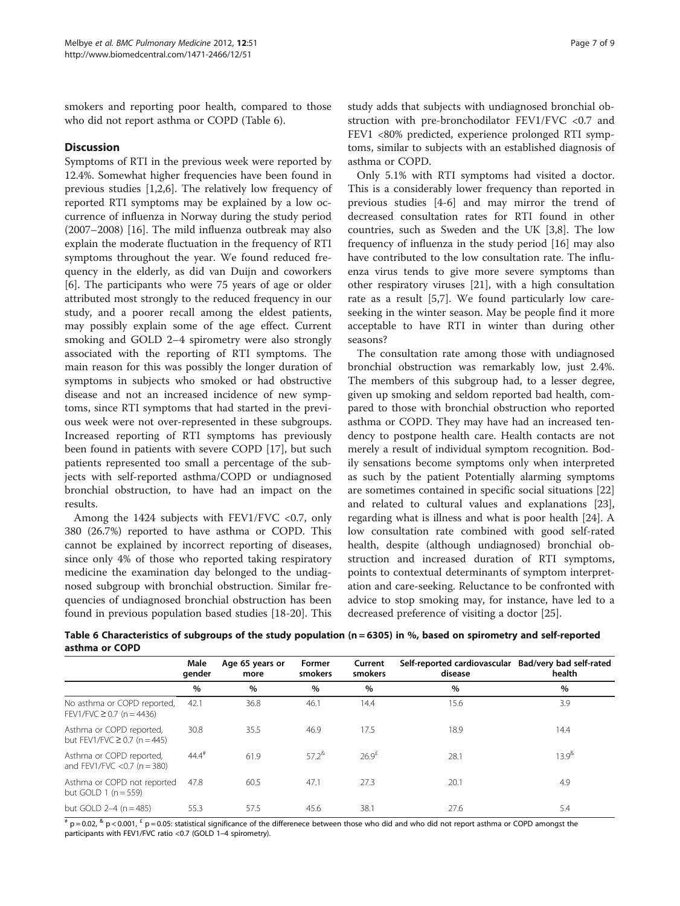smokers and reporting poor health, compared to those who did not report asthma or COPD (Table 6).

## Discussion

Symptoms of RTI in the previous week were reported by 12.4%. Somewhat higher frequencies have been found in previous studies [1,2,6]. The relatively low frequency of reported RTI symptoms may be explained by a low occurrence of influenza in Norway during the study period (2007–2008) [16]. The mild influenza outbreak may also explain the moderate fluctuation in the frequency of RTI symptoms throughout the year. We found reduced frequency in the elderly, as did van Duijn and coworkers [6]. The participants who were 75 years of age or older attributed most strongly to the reduced frequency in our study, and a poorer recall among the eldest patients, may possibly explain some of the age effect. Current smoking and GOLD 2–4 spirometry were also strongly associated with the reporting of RTI symptoms. The main reason for this was possibly the longer duration of symptoms in subjects who smoked or had obstructive disease and not an increased incidence of new symptoms, since RTI symptoms that had started in the previous week were not over-represented in these subgroups. Increased reporting of RTI symptoms has previously been found in patients with severe COPD [17], but such patients represented too small a percentage of the subjects with self-reported asthma/COPD or undiagnosed bronchial obstruction, to have had an impact on the results.

Among the 1424 subjects with FEV1/FVC <0.7, only 380 (26.7%) reported to have asthma or COPD. This cannot be explained by incorrect reporting of diseases, since only 4% of those who reported taking respiratory medicine the examination day belonged to the undiagnosed subgroup with bronchial obstruction. Similar frequencies of undiagnosed bronchial obstruction has been found in previous population based studies [18-20]. This study adds that subjects with undiagnosed bronchial obstruction with pre-bronchodilator FEV1/FVC <0.7 and FEV1 <80% predicted, experience prolonged RTI symptoms, similar to subjects with an established diagnosis of asthma or COPD.

Only 5.1% with RTI symptoms had visited a doctor. This is a considerably lower frequency than reported in previous studies [4-6] and may mirror the trend of decreased consultation rates for RTI found in other countries, such as Sweden and the UK [3,8]. The low frequency of influenza in the study period [16] may also have contributed to the low consultation rate. The influenza virus tends to give more severe symptoms than other respiratory viruses [21], with a high consultation rate as a result [5,7]. We found particularly low care-seeking in the winter season. May be people find it more acceptable to have RTI in winter than during other seasons?

The consultation rate among those with undiagnosed bronchial obstruction was remarkably low, just 2.4%. The members of this subgroup had, to a lesser degree, given up smoking and seldom reported bad health, compared to those with bronchial obstruction who reported asthma or COPD. They may have had an increased tendency to postpone health care. Health contacts are not merely a result of individual symptom recognition. Bodily sensations become symptoms only when interpreted as such by the patient Potentially alarming symptoms are sometimes contained in specific social situations [22] and related to cultural values and explanations [23], regarding what is illness and what is poor health [24]. A low consultation rate combined with good self-rated health, despite (although undiagnosed) bronchial obstruction and increased duration of RTI symptoms, points to contextual determinants of symptom interpretation and care-seeking. Reluctance to be confronted with advice to stop smoking may, for instance, have led to a decreased preference of visiting a doctor [25].

**Table 6 Characteristics of subgroups of the study population (n = 6305) in %, based on spirometry and self-reported asthma or COPD**

| | Male gender | Age 65 years or more | Former smokers | Current smokers | Self-reported cardiovascular disease | Bad/very bad self-rated health |
|---|---|---|---|---|---|---|
| | % | % | % | % | % | % |
| No asthma or COPD reported, FEV1/FVC ≥ 0.7 (n = 4436) | 42.1 | 36.8 | 46.1 | 14.4 | 15.6 | 3.9 |
| Asthma or COPD reported, but FEV1/FVC ≥ 0.7 (n = 445) | 30.8 | 35.5 | 46.9 | 17.5 | 18.9 | 14.4 |
| Asthma or COPD reported, and FEV1/FVC <0.7 (n = 380) | 44.4[#] | 61.9 | 57.2[&] | 26.9[£] | 28.1 | 13.9[&] |
| Asthma or COPD not reported but GOLD 1 (n = 559) | 47.8 | 60.5 | 47.1 | 27.3 | 20.1 | 4.9 |
| but GOLD 2–4 (n = 485) | 55.3 | 57.5 | 45.6 | 38.1 | 27.6 | 5.4 |

[#] p = 0.02, [&] p < 0.001, [£] p = 0.05: statistical significance of the differenece between those who did and who did not report asthma or COPD amongst the participants with FEV1/FVC ratio <0.7 (GOLD 1–4 spirometry).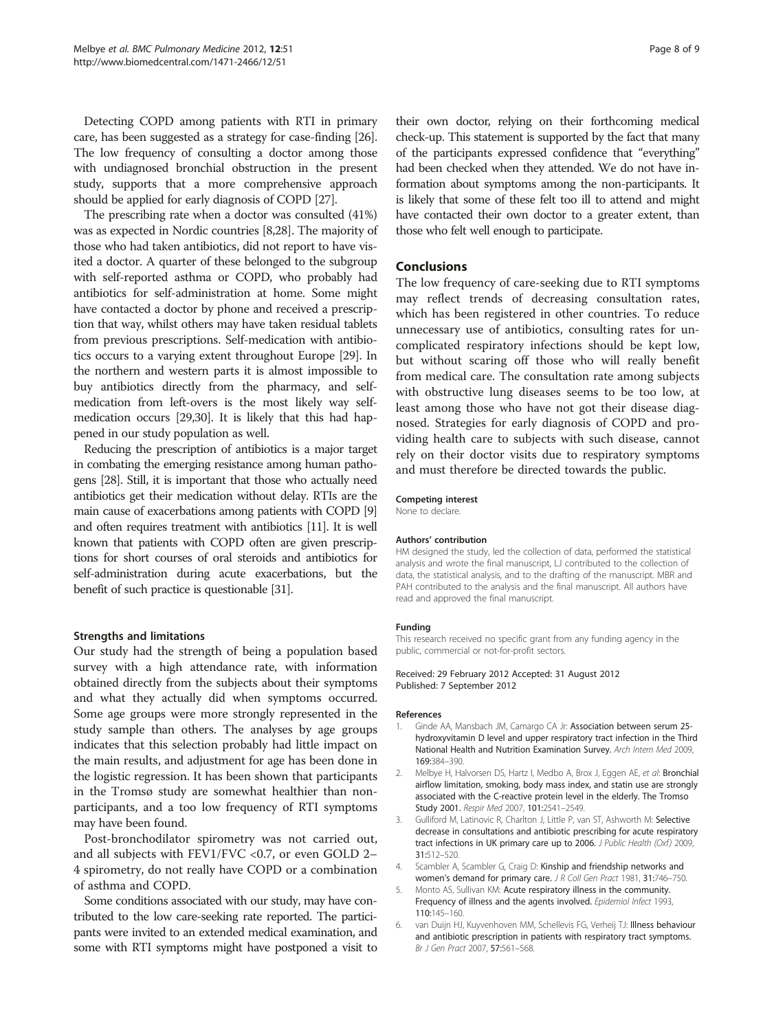Detecting COPD among patients with RTI in primary care, has been suggested as a strategy for case-finding [26]. The low frequency of consulting a doctor among those with undiagnosed bronchial obstruction in the present study, supports that a more comprehensive approach should be applied for early diagnosis of COPD [27].

The prescribing rate when a doctor was consulted (41%) was as expected in Nordic countries [8,28]. The majority of those who had taken antibiotics, did not report to have visited a doctor. A quarter of these belonged to the subgroup with self-reported asthma or COPD, who probably had antibiotics for self-administration at home. Some might have contacted a doctor by phone and received a prescription that way, whilst others may have taken residual tablets from previous prescriptions. Self-medication with antibiotics occurs to a varying extent throughout Europe [29]. In the northern and western parts it is almost impossible to buy antibiotics directly from the pharmacy, and self-medication from left-overs is the most likely way self-medication occurs [29,30]. It is likely that this had happened in our study population as well.

Reducing the prescription of antibiotics is a major target in combating the emerging resistance among human pathogens [28]. Still, it is important that those who actually need antibiotics get their medication without delay. RTIs are the main cause of exacerbations among patients with COPD [9] and often requires treatment with antibiotics [11]. It is well known that patients with COPD often are given prescriptions for short courses of oral steroids and antibiotics for self-administration during acute exacerbations, but the benefit of such practice is questionable [31].

### Strengths and limitations

Our study had the strength of being a population based survey with a high attendance rate, with information obtained directly from the subjects about their symptoms and what they actually did when symptoms occurred. Some age groups were more strongly represented in the study sample than others. The analyses by age groups indicates that this selection probably had little impact on the main results, and adjustment for age has been done in the logistic regression. It has been shown that participants in the Tromsø study are somewhat healthier than non-participants, and a too low frequency of RTI symptoms may have been found.

Post-bronchodilator spirometry was not carried out, and all subjects with FEV1/FVC <0.7, or even GOLD 2–4 spirometry, do not really have COPD or a combination of asthma and COPD.

Some conditions associated with our study, may have contributed to the low care-seeking rate reported. The participants were invited to an extended medical examination, and some with RTI symptoms might have postponed a visit to their own doctor, relying on their forthcoming medical check-up. This statement is supported by the fact that many of the participants expressed confidence that "everything" had been checked when they attended. We do not have information about symptoms among the non-participants. It is likely that some of these felt too ill to attend and might have contacted their own doctor to a greater extent, than those who felt well enough to participate.

## Conclusions

The low frequency of care-seeking due to RTI symptoms may reflect trends of decreasing consultation rates, which has been registered in other countries. To reduce unnecessary use of antibiotics, consulting rates for uncomplicated respiratory infections should be kept low, but without scaring off those who will really benefit from medical care. The consultation rate among subjects with obstructive lung diseases seems to be too low, at least among those who have not got their disease diagnosed. Strategies for early diagnosis of COPD and providing health care to subjects with such disease, cannot rely on their doctor visits due to respiratory symptoms and must therefore be directed towards the public.

#### Competing interest

None to declare.

#### Authors' contribution

HM designed the study, led the collection of data, performed the statistical analysis and wrote the final manuscript, LJ contributed to the collection of data, the statistical analysis, and to the drafting of the manuscript. MBR and PAH contributed to the analysis and the final manuscript. All authors have read and approved the final manuscript.

#### Funding

This research received no specific grant from any funding agency in the public, commercial or not-for-profit sectors.

Received: 29 February 2012 Accepted: 31 August 2012
Published: 7 September 2012

#### References

1. Ginde AA, Mansbach JM, Camargo CA Jr: **Association between serum 25-hydroxyvitamin D level and upper respiratory tract infection in the Third National Health and Nutrition Examination Survey.** *Arch Intern Med* 2009, **169:**384–390.
2. Melbye H, Halvorsen DS, Hartz I, Medbo A, Brox J, Eggen AE, *et al*: **Bronchial airflow limitation, smoking, body mass index, and statin use are strongly associated with the C-reactive protein level in the elderly. The Tromso Study 2001.** *Respir Med* 2007, **101:**2541–2549.
3. Gulliford M, Latinovic R, Charlton J, Little P, van ST, Ashworth M: **Selective decrease in consultations and antibiotic prescribing for acute respiratory tract infections in UK primary care up to 2006.** *J Public Health (Oxf)* 2009, **31:**512–520.
4. Scambler A, Scambler G, Craig D: **Kinship and friendship networks and women's demand for primary care.** *J R Coll Gen Pract* 1981, **31:**746–750.
5. Monto AS, Sullivan KM: **Acute respiratory illness in the community. Frequency of illness and the agents involved.** *Epidemiol Infect* 1993, **110:**145–160.
6. van Duijn HJ, Kuyvenhoven MM, Schellevis FG, Verheij TJ: **Illness behaviour and antibiotic prescription in patients with respiratory tract symptoms.** *Br J Gen Pract* 2007, **57:**561–568.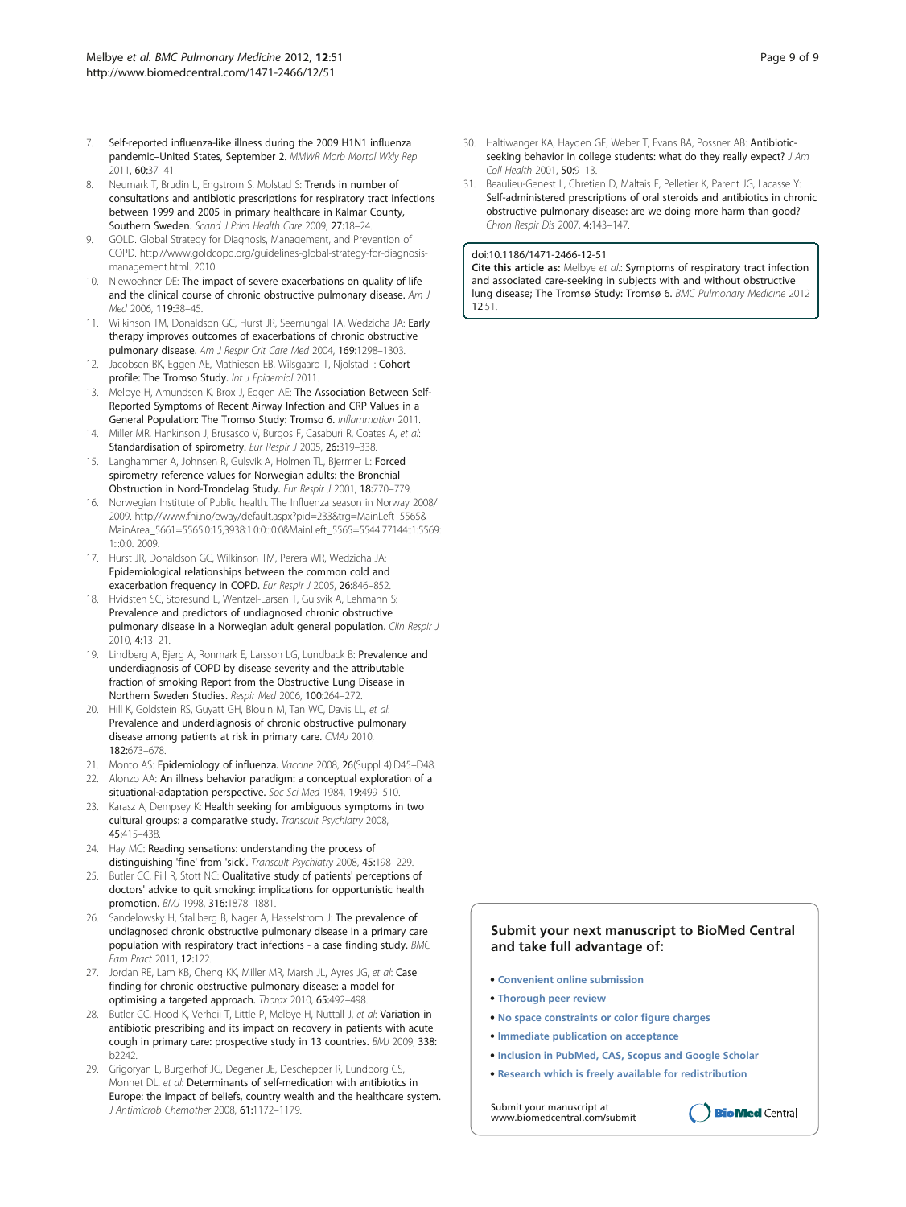7. Self-reported influenza-like illness during the 2009 H1N1 influenza pandemic–United States, September 2. *MMWR Morb Mortal Wkly Rep* 2011, **60:**37–41.
8. Neumark T, Brudin L, Engstrom S, Molstad S: **Trends in number of consultations and antibiotic prescriptions for respiratory tract infections between 1999 and 2005 in primary healthcare in Kalmar County, Southern Sweden.** *Scand J Prim Health Care* 2009, **27:**18–24.
9. GOLD. Global Strategy for Diagnosis, Management, and Prevention of COPD. http://www.goldcopd.org/guidelines-global-strategy-for-diagnosis-management.html. 2010.
10. Niewoehner DE: **The impact of severe exacerbations on quality of life and the clinical course of chronic obstructive pulmonary disease.** *Am J Med* 2006, **119:**38–45.
11. Wilkinson TM, Donaldson GC, Hurst JR, Seemungal TA, Wedzicha JA: **Early therapy improves outcomes of exacerbations of chronic obstructive pulmonary disease.** *Am J Respir Crit Care Med* 2004, **169:**1298–1303.
12. Jacobsen BK, Eggen AE, Mathiesen EB, Wilsgaard T, Njolstad I: **Cohort profile: The Tromso Study.** *Int J Epidemiol* 2011.
13. Melbye H, Amundsen K, Brox J, Eggen AE: **The Association Between Self-Reported Symptoms of Recent Airway Infection and CRP Values in a General Population: The Tromso Study: Tromso 6.** *Inflammation* 2011.
14. Miller MR, Hankinson J, Brusasco V, Burgos F, Casaburi R, Coates A, *et al*: **Standardisation of spirometry.** *Eur Respir J* 2005, **26:**319–338.
15. Langhammer A, Johnsen R, Gulsvik A, Holmen TL, Bjermer L: **Forced spirometry reference values for Norwegian adults: the Bronchial Obstruction in Nord-Trondelag Study.** *Eur Respir J* 2001, **18:**770–779.
16. Norwegian Institute of Public health. The Influenza season in Norway 2008/2009. http://www.fhi.no/eway/default.aspx?pid=233&trg=MainLeft_5565&MainArea_5661=5565:0:15,3938:1:0:0:::0:0&MainLeft_5565=5544:77144::1:5569:1:::0:0. 2009.
17. Hurst JR, Donaldson GC, Wilkinson TM, Perera WR, Wedzicha JA: **Epidemiological relationships between the common cold and exacerbation frequency in COPD.** *Eur Respir J* 2005, **26:**846–852.
18. Hvidsten SC, Storesund L, Wentzel-Larsen T, Gulsvik A, Lehmann S: **Prevalence and predictors of undiagnosed chronic obstructive pulmonary disease in a Norwegian adult general population.** *Clin Respir J* 2010, **4:**13–21.
19. Lindberg A, Bjerg A, Ronmark E, Larsson LG, Lundback B: **Prevalence and underdiagnosis of COPD by disease severity and the attributable fraction of smoking Report from the Obstructive Lung Disease in Northern Sweden Studies.** *Respir Med* 2006, **100:**264–272.
20. Hill K, Goldstein RS, Guyatt GH, Blouin M, Tan WC, Davis LL, *et al*: **Prevalence and underdiagnosis of chronic obstructive pulmonary disease among patients at risk in primary care.** *CMAJ* 2010, **182:**673–678.
21. Monto AS: **Epidemiology of influenza.** *Vaccine* 2008, **26**(Suppl 4):D45–D48.
22. Alonzo AA: **An illness behavior paradigm: a conceptual exploration of a situational-adaptation perspective.** *Soc Sci Med* 1984, **19:**499–510.
23. Karasz A, Dempsey K: **Health seeking for ambiguous symptoms in two cultural groups: a comparative study.** *Transcult Psychiatry* 2008, **45:**415–438.
24. Hay MC: **Reading sensations: understanding the process of distinguishing 'fine' from 'sick'.** *Transcult Psychiatry* 2008, **45:**198–229.
25. Butler CC, Pill R, Stott NC: **Qualitative study of patients' perceptions of doctors' advice to quit smoking: implications for opportunistic health promotion.** *BMJ* 1998, **316:**1878–1881.
26. Sandelowsky H, Stallberg B, Nager A, Hasselstrom J: **The prevalence of undiagnosed chronic obstructive pulmonary disease in a primary care population with respiratory tract infections - a case finding study.** *BMC Fam Pract* 2011, **12:**122.
27. Jordan RE, Lam KB, Cheng KK, Miller MR, Marsh JL, Ayres JG, *et al*: **Case finding for chronic obstructive pulmonary disease: a model for optimising a targeted approach.** *Thorax* 2010, **65:**492–498.
28. Butler CC, Hood K, Verheij T, Little P, Melbye H, Nuttall J, *et al*: **Variation in antibiotic prescribing and its impact on recovery in patients with acute cough in primary care: prospective study in 13 countries.** *BMJ* 2009, 338: b2242.
29. Grigoryan L, Burgerhof JG, Degener JE, Deschepper R, Lundborg CS, Monnet DL, *et al*: **Determinants of self-medication with antibiotics in Europe: the impact of beliefs, country wealth and the healthcare system.** *J Antimicrob Chemother* 2008, **61:**1172–1179.
30. Haltiwanger KA, Hayden GF, Weber T, Evans BA, Possner AB: **Antibiotic-seeking behavior in college students: what do they really expect?** *J Am Coll Health* 2001, **50:**9–13.
31. Beaulieu-Genest L, Chretien D, Maltais F, Pelletier K, Parent JG, Lacasse Y: **Self-administered prescriptions of oral steroids and antibiotics in chronic obstructive pulmonary disease: are we doing more harm than good?** *Chron Respir Dis* 2007, **4:**143–147.

doi:10.1186/1471-2466-12-51

**Cite this article as:** Melbye *et al.*: Symptoms of respiratory tract infection and associated care-seeking in subjects with and without obstructive lung disease; The Tromsø Study: Tromsø 6. *BMC Pulmonary Medicine* 2012 12:51.

**Submit your next manuscript to BioMed Central and take full advantage of:**

- **Convenient online submission**
- **Thorough peer review**
- **No space constraints or color figure charges**
- **Immediate publication on acceptance**
- **Inclusion in PubMed, CAS, Scopus and Google Scholar**
- **Research which is freely available for redistribution**

Submit your manuscript at
www.biomedcentral.com/submit

BioMed Central